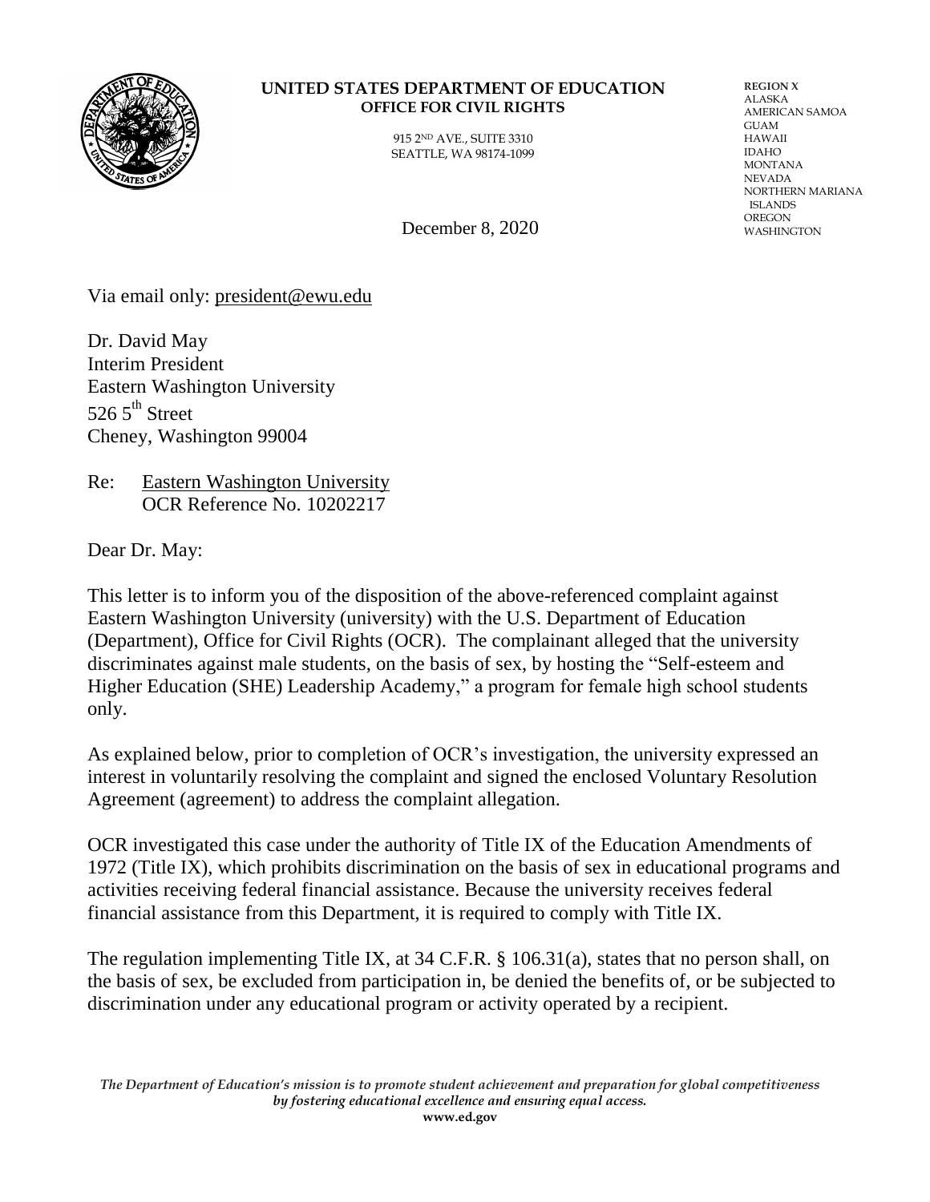**UNITED STATES DEPARTMENT OF EDUCATION**
**OFFICE FOR CIVIL RIGHTS**

915 2ND AVE., SUITE 3310
SEATTLE, WA 98174-1099

REGION X
ALASKA
AMERICAN SAMOA
GUAM
HAWAII
IDAHO
MONTANA
NEVADA
NORTHERN MARIANA ISLANDS
OREGON
WASHINGTON

December 8, 2020

Via email only: president@ewu.edu

Dr. David May
Interim President
Eastern Washington University
526 5th Street
Cheney, Washington 99004

Re: Eastern Washington University
OCR Reference No. 10202217

Dear Dr. May:

This letter is to inform you of the disposition of the above-referenced complaint against Eastern Washington University (university) with the U.S. Department of Education (Department), Office for Civil Rights (OCR). The complainant alleged that the university discriminates against male students, on the basis of sex, by hosting the "Self-esteem and Higher Education (SHE) Leadership Academy," a program for female high school students only.

As explained below, prior to completion of OCR's investigation, the university expressed an interest in voluntarily resolving the complaint and signed the enclosed Voluntary Resolution Agreement (agreement) to address the complaint allegation.

OCR investigated this case under the authority of Title IX of the Education Amendments of 1972 (Title IX), which prohibits discrimination on the basis of sex in educational programs and activities receiving federal financial assistance. Because the university receives federal financial assistance from this Department, it is required to comply with Title IX.

The regulation implementing Title IX, at 34 C.F.R. § 106.31(a), states that no person shall, on the basis of sex, be excluded from participation in, be denied the benefits of, or be subjected to discrimination under any educational program or activity operated by a recipient.

*The Department of Education's mission is to promote student achievement and preparation for global competitiveness by fostering educational excellence and ensuring equal access.*
**www.ed.gov**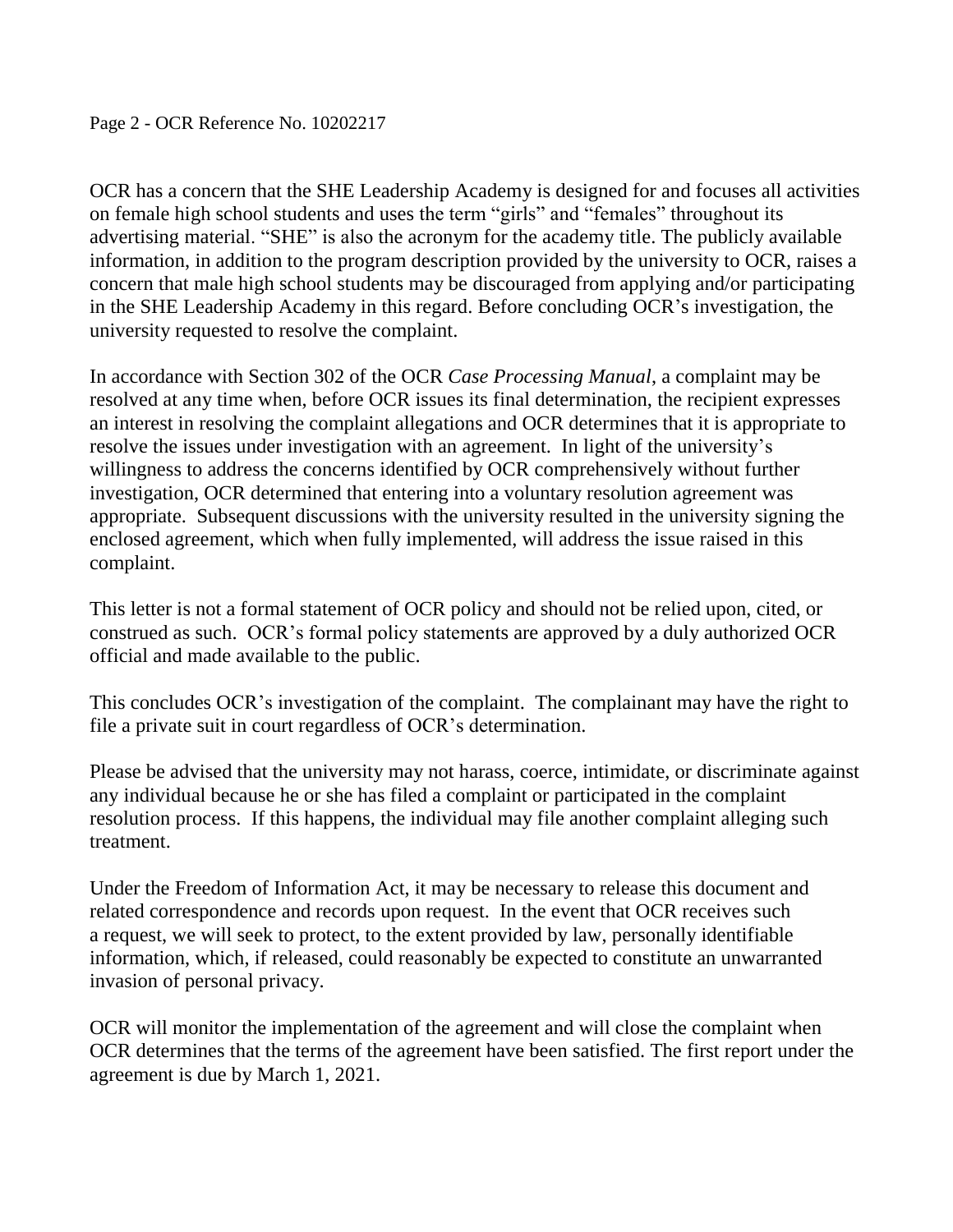OCR has a concern that the SHE Leadership Academy is designed for and focuses all activities on female high school students and uses the term "girls" and "females" throughout its advertising material. "SHE" is also the acronym for the academy title. The publicly available information, in addition to the program description provided by the university to OCR, raises a concern that male high school students may be discouraged from applying and/or participating in the SHE Leadership Academy in this regard. Before concluding OCR's investigation, the university requested to resolve the complaint.

In accordance with Section 302 of the OCR *Case Processing Manual*, a complaint may be resolved at any time when, before OCR issues its final determination, the recipient expresses an interest in resolving the complaint allegations and OCR determines that it is appropriate to resolve the issues under investigation with an agreement. In light of the university's willingness to address the concerns identified by OCR comprehensively without further investigation, OCR determined that entering into a voluntary resolution agreement was appropriate. Subsequent discussions with the university resulted in the university signing the enclosed agreement, which when fully implemented, will address the issue raised in this complaint.

This letter is not a formal statement of OCR policy and should not be relied upon, cited, or construed as such. OCR's formal policy statements are approved by a duly authorized OCR official and made available to the public.

This concludes OCR's investigation of the complaint. The complainant may have the right to file a private suit in court regardless of OCR's determination.

Please be advised that the university may not harass, coerce, intimidate, or discriminate against any individual because he or she has filed a complaint or participated in the complaint resolution process. If this happens, the individual may file another complaint alleging such treatment.

Under the Freedom of Information Act, it may be necessary to release this document and related correspondence and records upon request. In the event that OCR receives such a request, we will seek to protect, to the extent provided by law, personally identifiable information, which, if released, could reasonably be expected to constitute an unwarranted invasion of personal privacy.

OCR will monitor the implementation of the agreement and will close the complaint when OCR determines that the terms of the agreement have been satisfied. The first report under the agreement is due by March 1, 2021.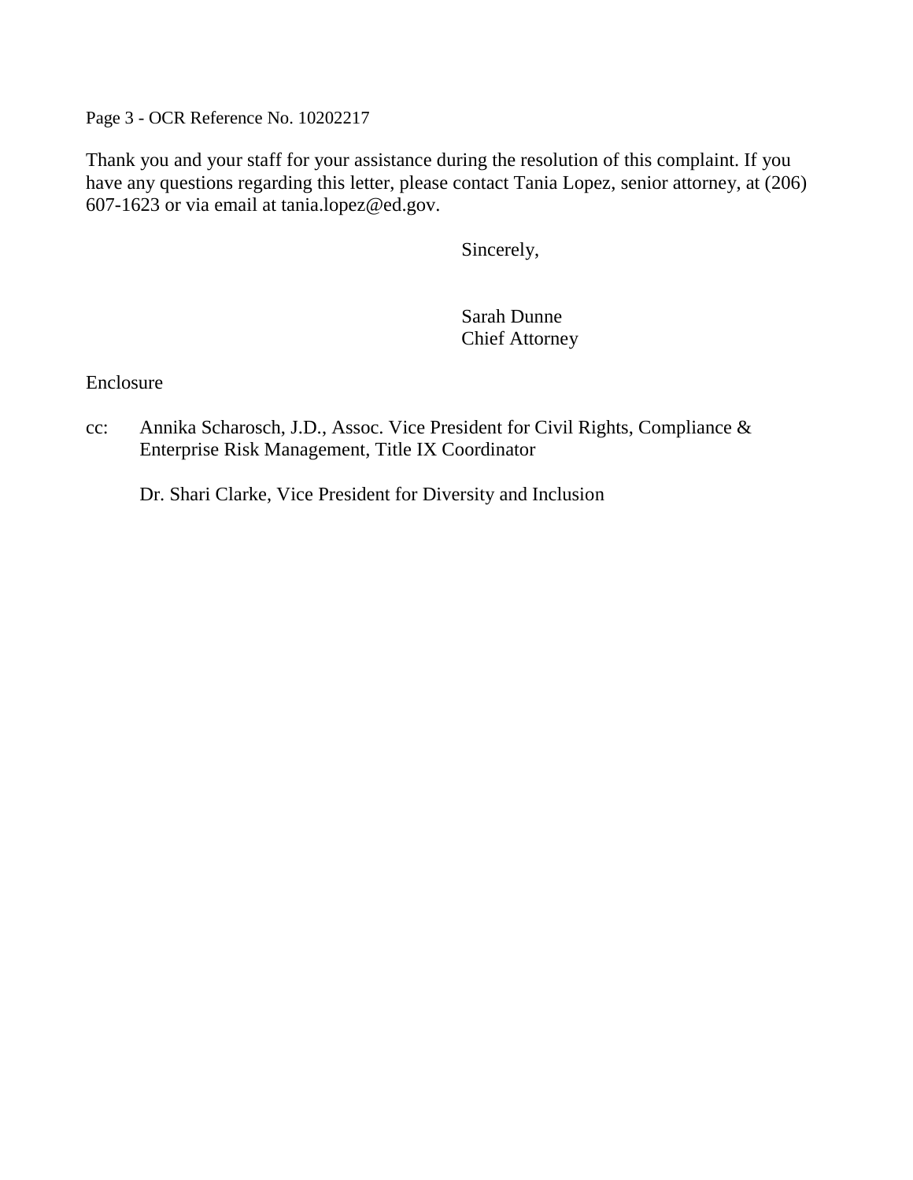Thank you and your staff for your assistance during the resolution of this complaint. If you have any questions regarding this letter, please contact Tania Lopez, senior attorney, at (206) 607-1623 or via email at tania.lopez@ed.gov.

Sincerely,

Sarah Dunne
Chief Attorney

Enclosure

cc: Annika Scharosch, J.D., Assoc. Vice President for Civil Rights, Compliance & Enterprise Risk Management, Title IX Coordinator

Dr. Shari Clarke, Vice President for Diversity and Inclusion